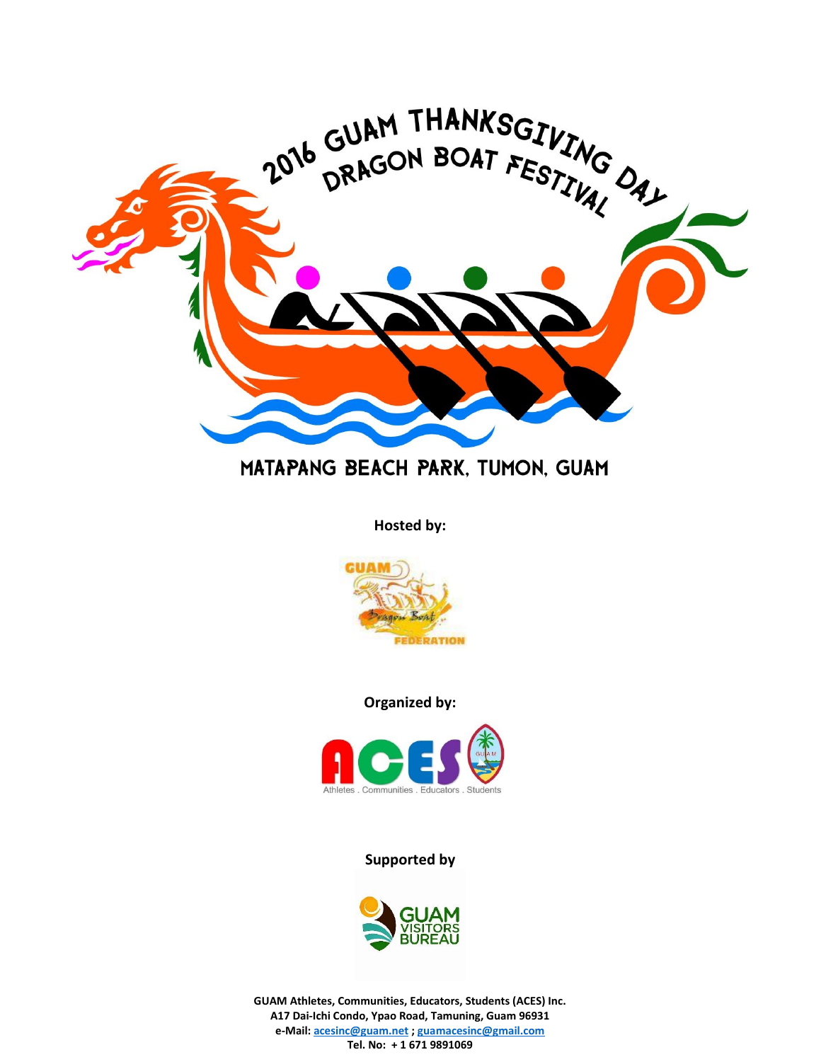# 2016 GUAM THANKSGIVING DAY DRAGON BOAT FESTIVAL

MATAPANG BEACH PARK, TUMON, GUAM

**Hosted by:**

GUAM Dragon Boat FEDERATION

**Organized by:**

ACES

Athletes . Communities . Educators . Students

**Supported by**

GUAM VISITORS BUREAU

**GUAM Athletes, Communities, Educators, Students (ACES) Inc.**
**A17 Dai-Ichi Condo, Ypao Road, Tamuning, Guam 96931**
**e-Mail: acesinc@guam.net ; guamacesinc@gmail.com**
**Tel. No: + 1 671 9891069**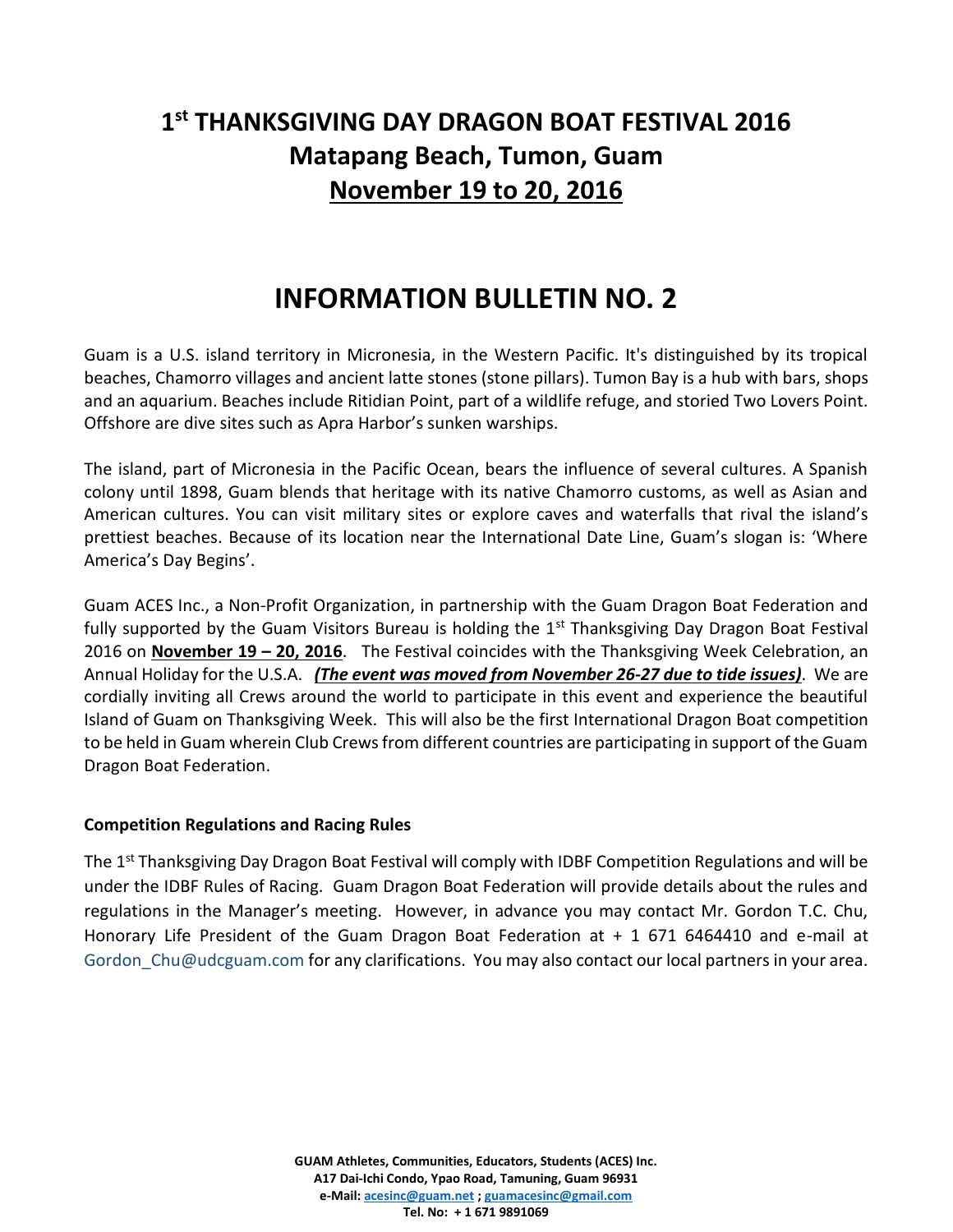# 1st THANKSGIVING DAY DRAGON BOAT FESTIVAL 2016
# Matapang Beach, Tumon, Guam
# <u>November 19 to 20, 2016</u>

## INFORMATION BULLETIN NO. 2

Guam is a U.S. island territory in Micronesia, in the Western Pacific. It's distinguished by its tropical beaches, Chamorro villages and ancient latte stones (stone pillars). Tumon Bay is a hub with bars, shops and an aquarium. Beaches include Ritidian Point, part of a wildlife refuge, and storied Two Lovers Point. Offshore are dive sites such as Apra Harbor's sunken warships.

The island, part of Micronesia in the Pacific Ocean, bears the influence of several cultures. A Spanish colony until 1898, Guam blends that heritage with its native Chamorro customs, as well as Asian and American cultures. You can visit military sites or explore caves and waterfalls that rival the island's prettiest beaches. Because of its location near the International Date Line, Guam's slogan is: 'Where America's Day Begins'.

Guam ACES Inc., a Non-Profit Organization, in partnership with the Guam Dragon Boat Federation and fully supported by the Guam Visitors Bureau is holding the 1st Thanksgiving Day Dragon Boat Festival 2016 on **<u>November 19 – 20, 2016</u>**. The Festival coincides with the Thanksgiving Week Celebration, an Annual Holiday for the U.S.A. ***<u>(The event was moved from November 26-27 due to tide issues)</u>***. We are cordially inviting all Crews around the world to participate in this event and experience the beautiful Island of Guam on Thanksgiving Week. This will also be the first International Dragon Boat competition to be held in Guam wherein Club Crews from different countries are participating in support of the Guam Dragon Boat Federation.

**Competition Regulations and Racing Rules**

The 1st Thanksgiving Day Dragon Boat Festival will comply with IDBF Competition Regulations and will be under the IDBF Rules of Racing. Guam Dragon Boat Federation will provide details about the rules and regulations in the Manager's meeting. However, in advance you may contact Mr. Gordon T.C. Chu, Honorary Life President of the Guam Dragon Boat Federation at + 1 671 6464410 and e-mail at Gordon_Chu@udcguam.com for any clarifications. You may also contact our local partners in your area.

**GUAM Athletes, Communities, Educators, Students (ACES) Inc.**
**A17 Dai-Ichi Condo, Ypao Road, Tamuning, Guam 96931**
**e-Mail: acesinc@guam.net ; guamacesinc@gmail.com**
**Tel. No: + 1 671 9891069**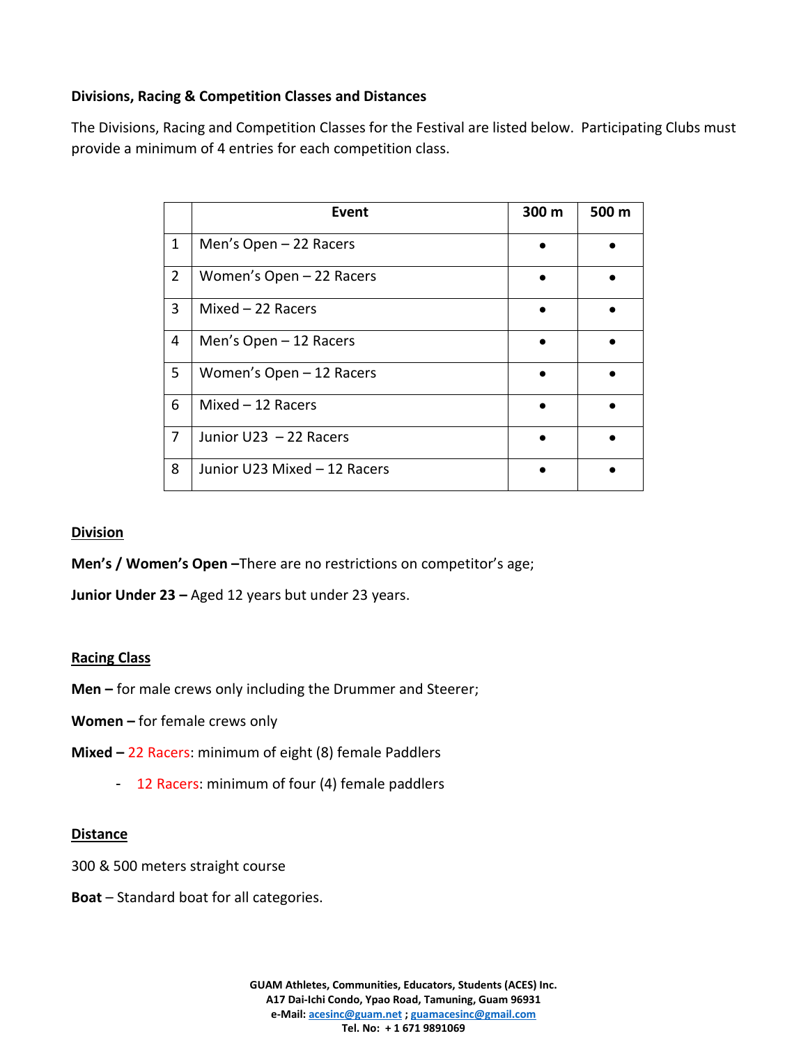**Divisions, Racing & Competition Classes and Distances**

The Divisions, Racing and Competition Classes for the Festival are listed below. Participating Clubs must provide a minimum of 4 entries for each competition class.

| | Event | 300 m | 500 m |
|---|---|---|---|
| 1 | Men's Open – 22 Racers | • | • |
| 2 | Women's Open – 22 Racers | • | • |
| 3 | Mixed – 22 Racers | • | • |
| 4 | Men's Open – 12 Racers | • | • |
| 5 | Women's Open – 12 Racers | • | • |
| 6 | Mixed – 12 Racers | • | • |
| 7 | Junior U23 – 22 Racers | • | • |
| 8 | Junior U23 Mixed – 12 Racers | • | • |

**Division**

**Men's / Women's Open –**There are no restrictions on competitor's age;

**Junior Under 23 –** Aged 12 years but under 23 years.

**Racing Class**

**Men –** for male crews only including the Drummer and Steerer;

**Women –** for female crews only

**Mixed –** 22 Racers: minimum of eight (8) female Paddlers

- 12 Racers: minimum of four (4) female paddlers

**Distance**

300 & 500 meters straight course

**Boat** – Standard boat for all categories.

**GUAM Athletes, Communities, Educators, Students (ACES) Inc.**
**A17 Dai-Ichi Condo, Ypao Road, Tamuning, Guam 96931**
**e-Mail: acesinc@guam.net ; guamacesinc@gmail.com**
**Tel. No: + 1 671 9891069**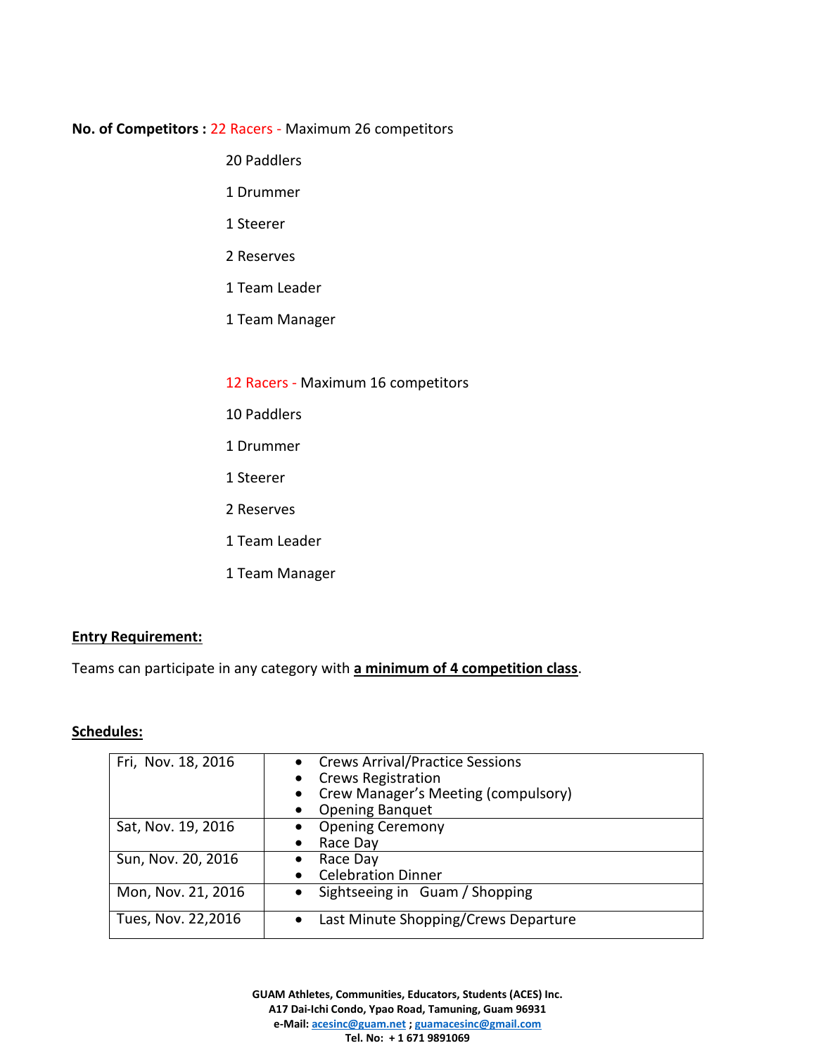**No. of Competitors :** 22 Racers - Maximum 26 competitors

20 Paddlers

1 Drummer

1 Steerer

2 Reserves

1 Team Leader

1 Team Manager

12 Racers - Maximum 16 competitors

10 Paddlers

1 Drummer

1 Steerer

2 Reserves

1 Team Leader

1 Team Manager

**Entry Requirement:**

Teams can participate in any category with **a minimum of 4 competition class**.

**Schedules:**

| Date | Activities |
|---|---|
| Fri, Nov. 18, 2016 | • Crews Arrival/Practice Sessions<br>• Crews Registration<br>• Crew Manager's Meeting (compulsory)<br>• Opening Banquet |
| Sat, Nov. 19, 2016 | • Opening Ceremony<br>• Race Day |
| Sun, Nov. 20, 2016 | • Race Day<br>• Celebration Dinner |
| Mon, Nov. 21, 2016 | • Sightseeing in Guam / Shopping |
| Tues, Nov. 22,2016 | • Last Minute Shopping/Crews Departure |

**GUAM Athletes, Communities, Educators, Students (ACES) Inc.**
**A17 Dai-Ichi Condo, Ypao Road, Tamuning, Guam 96931**
**e-Mail: acesinc@guam.net ; guamacesinc@gmail.com**
**Tel. No: + 1 671 9891069**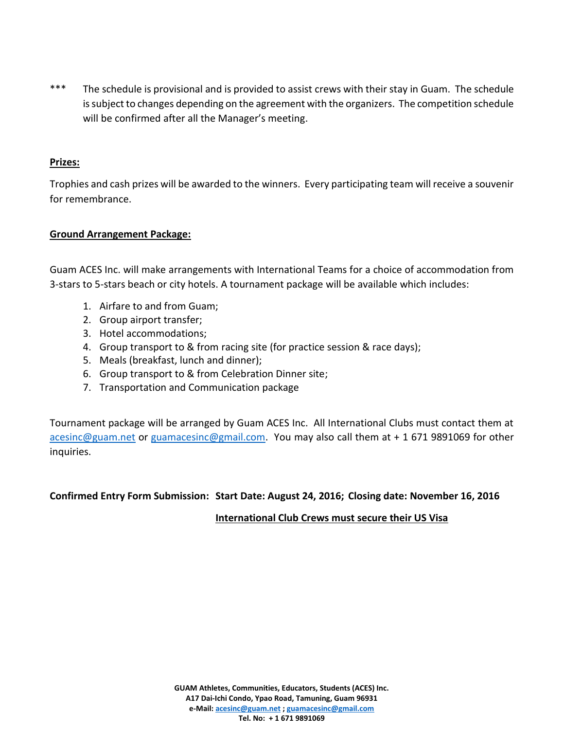*** The schedule is provisional and is provided to assist crews with their stay in Guam. The schedule is subject to changes depending on the agreement with the organizers. The competition schedule will be confirmed after all the Manager's meeting.

**Prizes:**

Trophies and cash prizes will be awarded to the winners. Every participating team will receive a souvenir for remembrance.

**Ground Arrangement Package:**

Guam ACES Inc. will make arrangements with International Teams for a choice of accommodation from 3-stars to 5-stars beach or city hotels. A tournament package will be available which includes:

1. Airfare to and from Guam;
2. Group airport transfer;
3. Hotel accommodations;
4. Group transport to & from racing site (for practice session & race days);
5. Meals (breakfast, lunch and dinner);
6. Group transport to & from Celebration Dinner site;
7. Transportation and Communication package

Tournament package will be arranged by Guam ACES Inc. All International Clubs must contact them at acesinc@guam.net or guamacesinc@gmail.com. You may also call them at + 1 671 9891069 for other inquiries.

**Confirmed Entry Form Submission: Start Date: August 24, 2016; Closing date: November 16, 2016**

**International Club Crews must secure their US Visa**

**GUAM Athletes, Communities, Educators, Students (ACES) Inc.**
**A17 Dai-Ichi Condo, Ypao Road, Tamuning, Guam 96931**
**e-Mail: acesinc@guam.net ; guamacesinc@gmail.com**
**Tel. No: + 1 671 9891069**